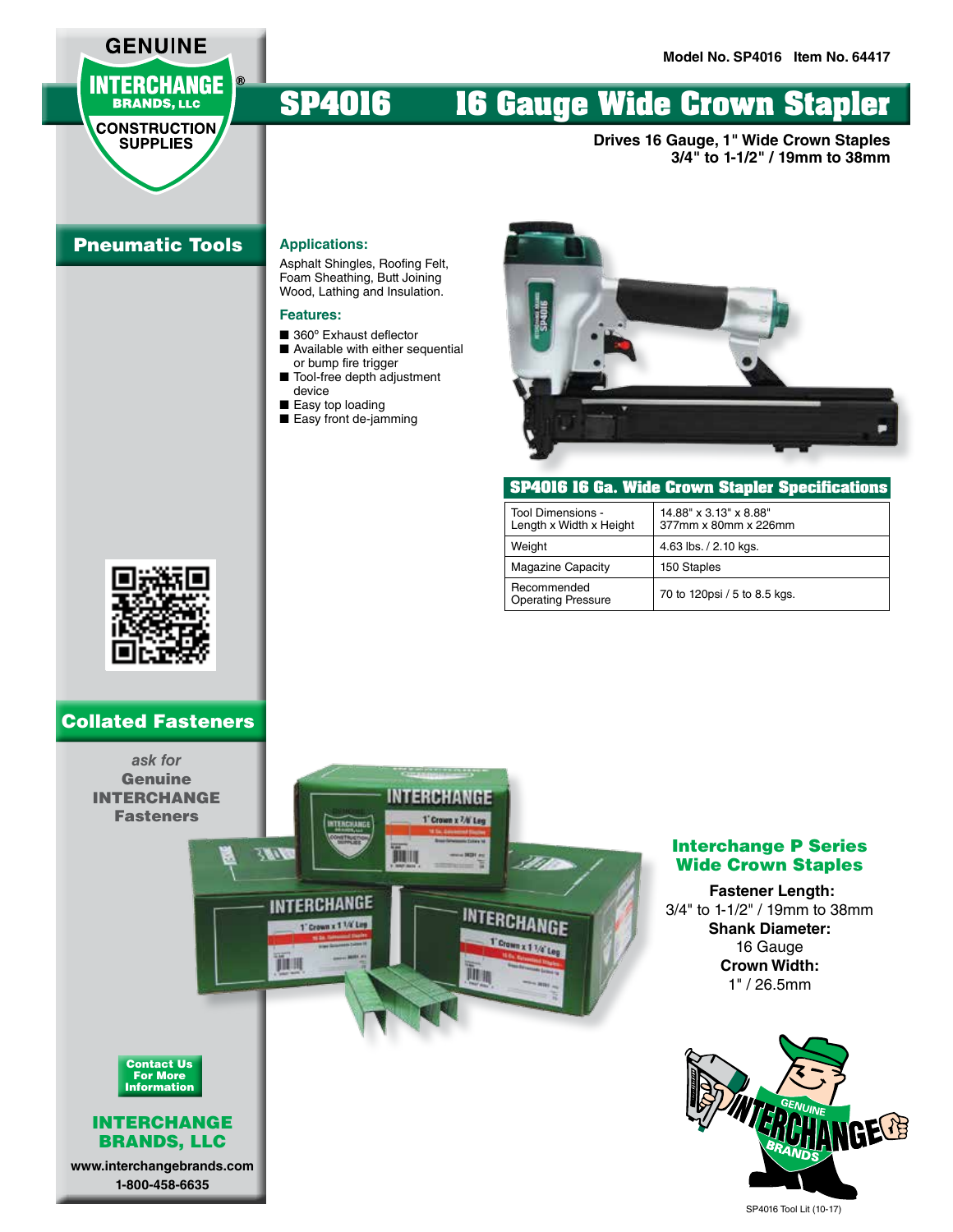GENUINE INTERCHANGE® BRANDS, LLC CONSTRUCTION SUPPLIES

Model No. SP4016 Item No. 64417

# SP4016 16 Gauge Wide Crown Stapler

**Drives 16 Gauge, 1" Wide Crown Staples 3/4" to 1-1/2" / 19mm to 38mm**

## Pneumatic Tools

### Applications:

Asphalt Shingles, Roofing Felt, Foam Sheathing, Butt Joining Wood, Lathing and Insulation.

### Features:

- 360° Exhaust deflector
- Available with either sequential or bump fire trigger
- Tool-free depth adjustment device
- Easy top loading
- Easy front de-jamming

### SP4016 16 Ga. Wide Crown Stapler Specifications

| | |
|---|---|
| Tool Dimensions - Length x Width x Height | 14.88" x 3.13" x 8.88" 377mm x 80mm x 226mm |
| Weight | 4.63 lbs. / 2.10 kgs. |
| Magazine Capacity | 150 Staples |
| Recommended Operating Pressure | 70 to 120psi / 5 to 8.5 kgs. |

## Collated Fasteners

*ask for* **Genuine INTERCHANGE Fasteners**

### Interchange P Series Wide Crown Staples

**Fastener Length:**
3/4" to 1-1/2" / 19mm to 38mm

**Shank Diameter:**
16 Gauge

**Crown Width:**
1" / 26.5mm

**Contact Us For More Information**

**INTERCHANGE BRANDS, LLC**

**www.interchangebrands.com**

**1-800-458-6635**

SP4016 Tool Lit (10-17)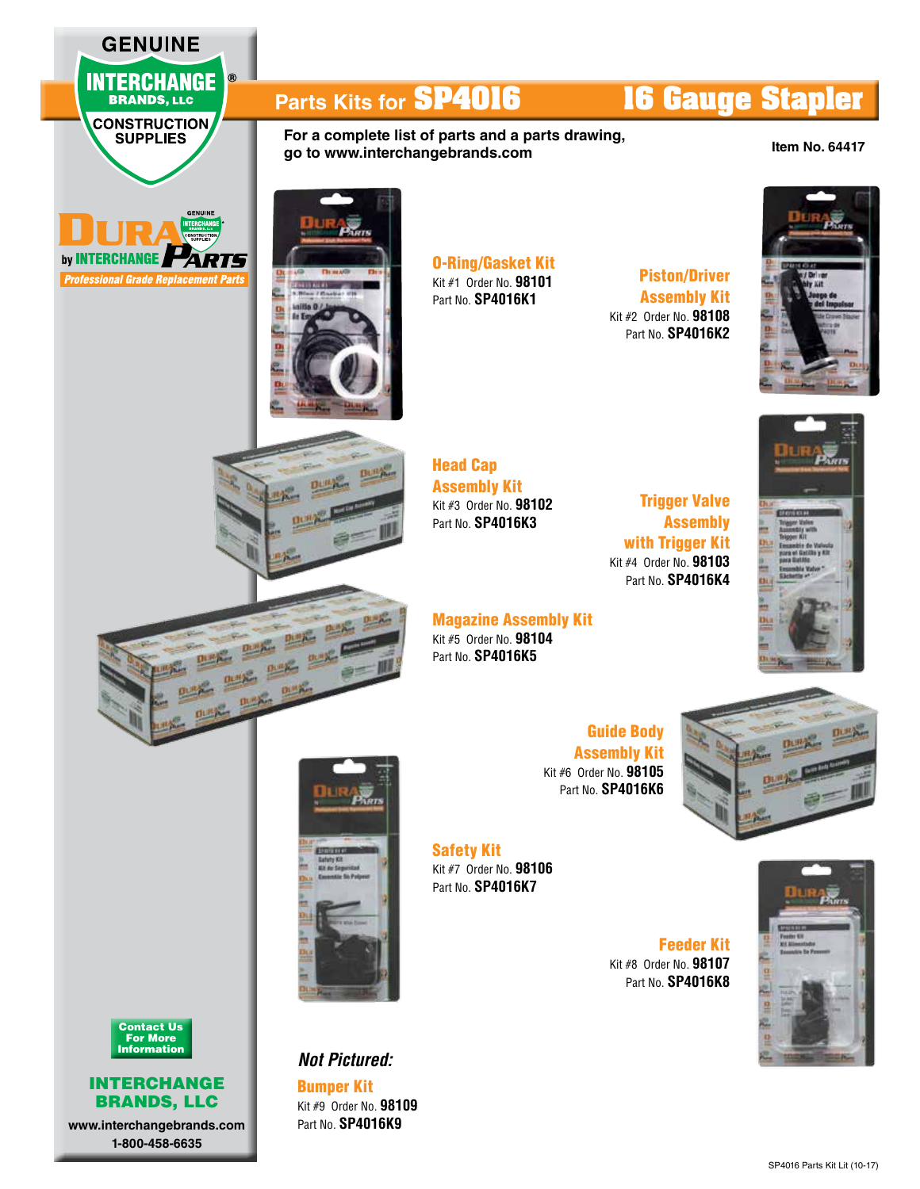GENUINE

INTERCHANGE® BRANDS, LLC

CONSTRUCTION SUPPLIES

DURA by INTERCHANGE PARTS

*Professional Grade Replacement Parts*

# Parts Kits for SP4016 16 Gauge Stapler

**For a complete list of parts and a parts drawing, go to www.interchangebrands.com**

**Item No. 64417**

## O-Ring/Gasket Kit
Kit #1 Order No. **98101**
Part No. **SP4016K1**

## Piston/Driver Assembly Kit
Kit #2 Order No. **98108**
Part No. **SP4016K2**

## Head Cap Assembly Kit
Kit #3 Order No. **98102**
Part No. **SP4016K3**

## Trigger Valve Assembly with Trigger Kit
Kit #4 Order No. **98103**
Part No. **SP4016K4**

## Magazine Assembly Kit
Kit #5 Order No. **98104**
Part No. **SP4016K5**

## Guide Body Assembly Kit
Kit #6 Order No. **98105**
Part No. **SP4016K6**

## Safety Kit
Kit #7 Order No. **98106**
Part No. **SP4016K7**

## Feeder Kit
Kit #8 Order No. **98107**
Part No. **SP4016K8**

*Not Pictured:*

## Bumper Kit
Kit #9 Order No. **98109**
Part No. **SP4016K9**

**Contact Us For More Information**

**INTERCHANGE BRANDS, LLC**
**www.interchangebrands.com**
**1-800-458-6635**

SP4016 Parts Kit Lit (10-17)